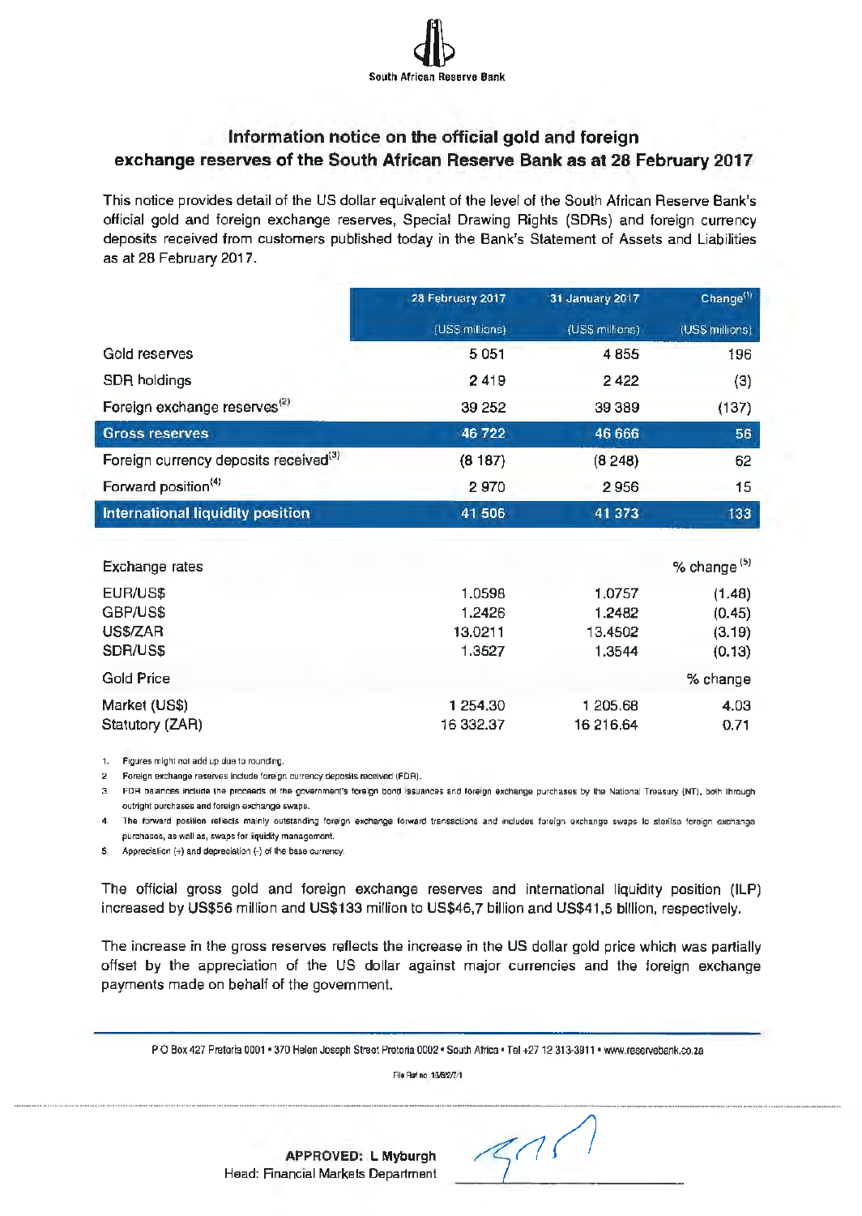South African Reserve Bank

## Information notice on the official gold and foreign exchange reserves of the South African Reserve Bank as at 28 February 2017

This notice provides detail of the US dollar equivalent of the level of the South African Reserve Bank's official gold and foreign exchange reserves, Special Drawing Rights (SDRs) and foreign currency deposits received from customers published today in the Bank's Statement of Assets and Liabilities as at 28 February 2017.

| | 28 February 2017 | 31 January 2017 | Change[1] |
|---|---|---|---|
| | (US$ millions) | (US$ millions) | (US$ millions) |
| Gold reserves | 5 051 | 4 855 | 196 |
| SDR holdings | 2 419 | 2 422 | (3) |
| Foreign exchange reserves[2] | 39 252 | 39 389 | (137) |
| **Gross reserves** | **46 722** | **46 666** | **56** |
| Foreign currency deposits received[3] | (8 187) | (8 248) | 62 |
| Forward position[4] | 2 970 | 2 956 | 15 |
| **International liquidity position** | **41 506** | **41 373** | **133** |

| Exchange rates | | | % change[5] |
|---|---|---|---|
| EUR/US$ | 1.0598 | 1.0757 | (1.48) |
| GBP/US$ | 1.2426 | 1.2482 | (0.45) |
| US$/ZAR | 13.0211 | 13.4502 | (3.19) |
| SDR/US$ | 1.3527 | 1.3544 | (0.13) |
| **Gold Price** | | | **% change** |
| Market (US$) | 1 254.30 | 1 205.68 | 4.03 |
| Statutory (ZAR) | 16 332.37 | 16 216.64 | 0.71 |

1. Figures might not add up due to rounding.
2. Foreign exchange reserves include foreign currency deposits received (FDR).
3. FDR balances include the proceeds of the government's foreign bond issuances and foreign exchange purchases by the National Treasury (NT), both through outright purchases and foreign exchange swaps.
4. The forward position reflects mainly outstanding foreign exchange forward transactions and includes foreign exchange swaps to sterilise foreign exchange purchases, as well as, swaps for liquidity management.
5. Appreciation (+) and depreciation (-) of the base currency.

The official gross gold and foreign exchange reserves and international liquidity position (ILP) increased by US$56 million and US$133 million to US$46,7 billion and US$41,5 billion, respectively.

The increase in the gross reserves reflects the increase in the US dollar gold price which was partially offset by the appreciation of the US dollar against major currencies and the foreign exchange payments made on behalf of the government.

P O Box 427 Pretoria 0001 • 370 Helen Joseph Street Pretoria 0002 • South Africa • Tel +27 12 313-3911 • www.reservebank.co.za

File Ref no 13/6/2/7/1

**APPROVED: L Myburgh**
Head: Financial Markets Department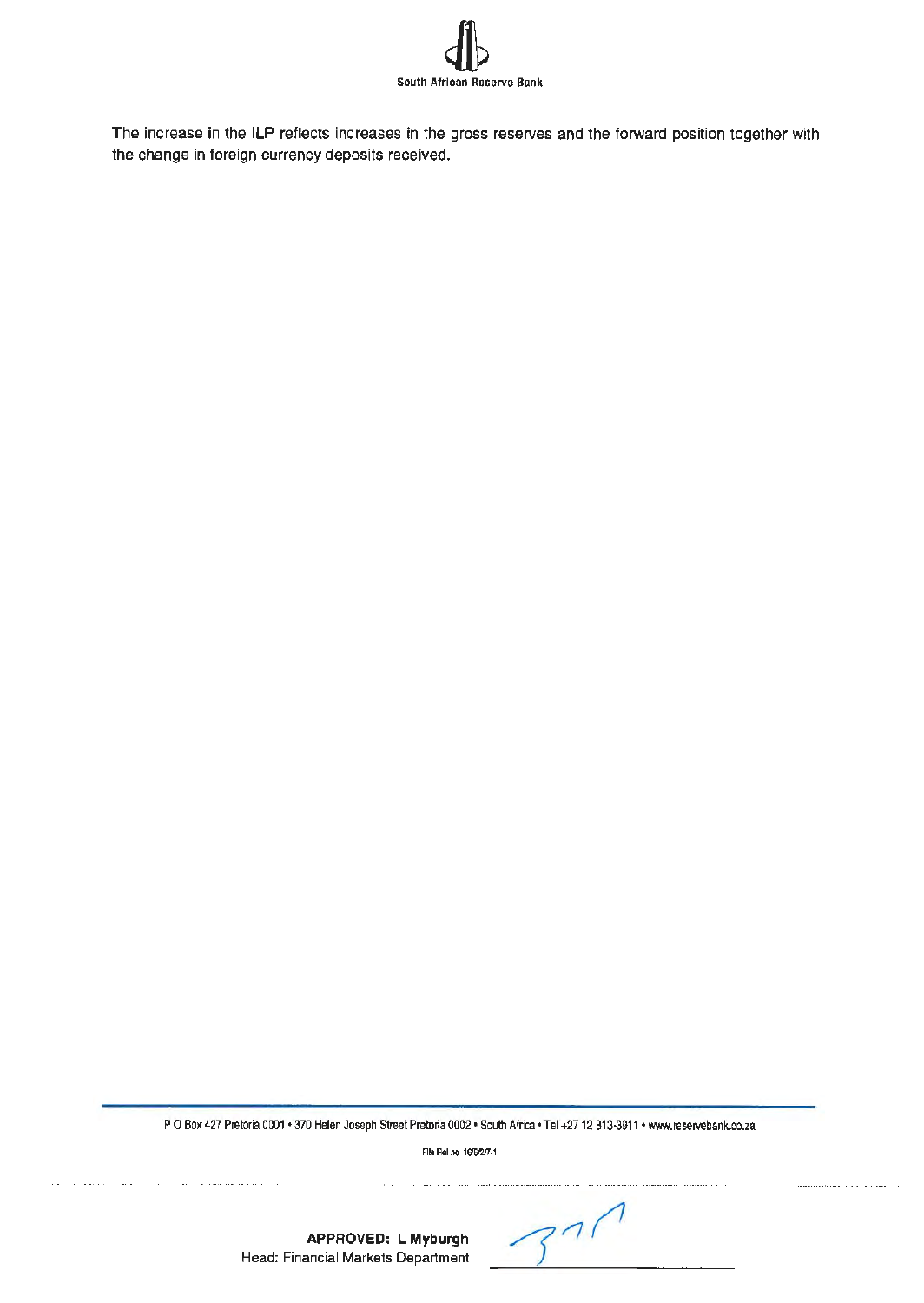The increase in the ILP reflects increases in the gross reserves and the forward position together with the change in foreign currency deposits received.

**APPROVED: L Myburgh**
Head: Financial Markets Department